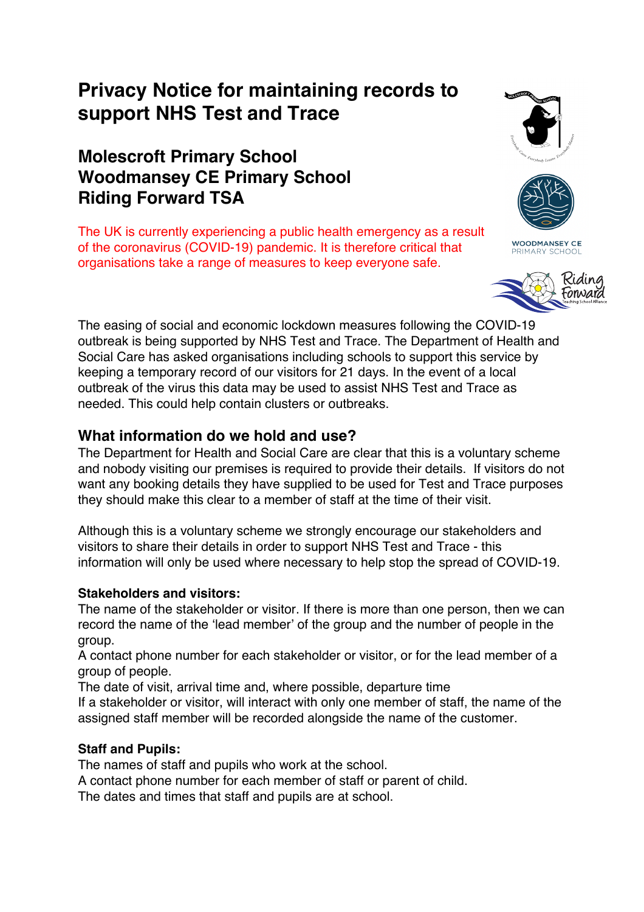# Privacy Notice for maintaining records to support NHS Test and Trace

## Molescroft Primary School
## Woodmansey CE Primary School
## Riding Forward TSA

The UK is currently experiencing a public health emergency as a result of the coronavirus (COVID-19) pandemic. It is therefore critical that organisations take a range of measures to keep everyone safe.

The easing of social and economic lockdown measures following the COVID-19 outbreak is being supported by NHS Test and Trace. The Department of Health and Social Care has asked organisations including schools to support this service by keeping a temporary record of our visitors for 21 days. In the event of a local outbreak of the virus this data may be used to assist NHS Test and Trace as needed. This could help contain clusters or outbreaks.

## What information do we hold and use?

The Department for Health and Social Care are clear that this is a voluntary scheme and nobody visiting our premises is required to provide their details. If visitors do not want any booking details they have supplied to be used for Test and Trace purposes they should make this clear to a member of staff at the time of their visit.

Although this is a voluntary scheme we strongly encourage our stakeholders and visitors to share their details in order to support NHS Test and Trace - this information will only be used where necessary to help stop the spread of COVID-19.

**Stakeholders and visitors:**

The name of the stakeholder or visitor. If there is more than one person, then we can record the name of the 'lead member' of the group and the number of people in the group.

A contact phone number for each stakeholder or visitor, or for the lead member of a group of people.

The date of visit, arrival time and, where possible, departure time

If a stakeholder or visitor, will interact with only one member of staff, the name of the assigned staff member will be recorded alongside the name of the customer.

**Staff and Pupils:**

The names of staff and pupils who work at the school.

A contact phone number for each member of staff or parent of child.

The dates and times that staff and pupils are at school.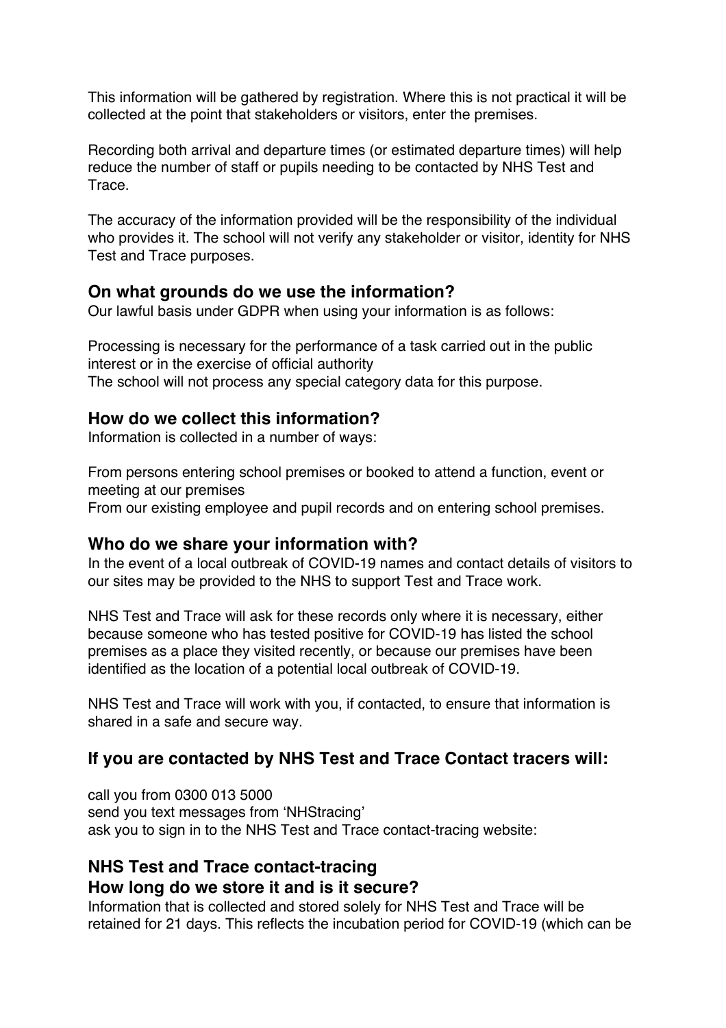This information will be gathered by registration. Where this is not practical it will be collected at the point that stakeholders or visitors, enter the premises.

Recording both arrival and departure times (or estimated departure times) will help reduce the number of staff or pupils needing to be contacted by NHS Test and Trace.

The accuracy of the information provided will be the responsibility of the individual who provides it. The school will not verify any stakeholder or visitor, identity for NHS Test and Trace purposes.

## On what grounds do we use the information?

Our lawful basis under GDPR when using your information is as follows:

Processing is necessary for the performance of a task carried out in the public interest or in the exercise of official authority
The school will not process any special category data for this purpose.

## How do we collect this information?

Information is collected in a number of ways:

From persons entering school premises or booked to attend a function, event or meeting at our premises
From our existing employee and pupil records and on entering school premises.

## Who do we share your information with?

In the event of a local outbreak of COVID-19 names and contact details of visitors to our sites may be provided to the NHS to support Test and Trace work.

NHS Test and Trace will ask for these records only where it is necessary, either because someone who has tested positive for COVID-19 has listed the school premises as a place they visited recently, or because our premises have been identified as the location of a potential local outbreak of COVID-19.

NHS Test and Trace will work with you, if contacted, to ensure that information is shared in a safe and secure way.

## If you are contacted by NHS Test and Trace Contact tracers will:

call you from 0300 013 5000
send you text messages from 'NHStracing'
ask you to sign in to the NHS Test and Trace contact-tracing website:

## NHS Test and Trace contact-tracing
## How long do we store it and is it secure?

Information that is collected and stored solely for NHS Test and Trace will be retained for 21 days. This reflects the incubation period for COVID-19 (which can be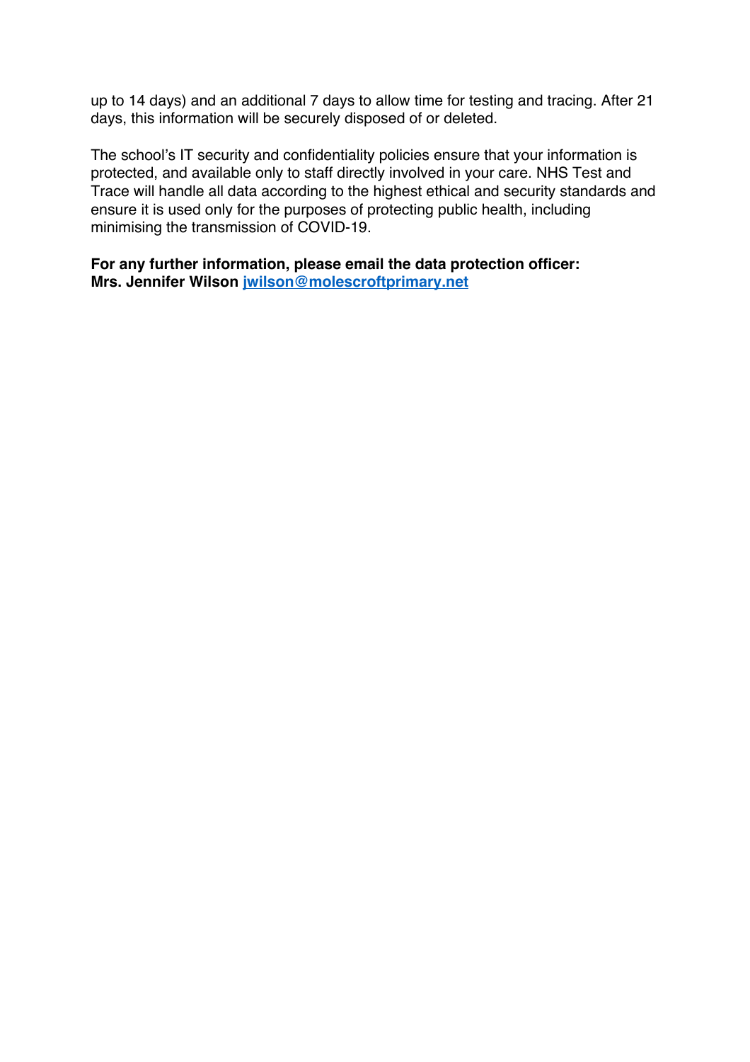up to 14 days) and an additional 7 days to allow time for testing and tracing. After 21 days, this information will be securely disposed of or deleted.

The school's IT security and confidentiality policies ensure that your information is protected, and available only to staff directly involved in your care. NHS Test and Trace will handle all data according to the highest ethical and security standards and ensure it is used only for the purposes of protecting public health, including minimising the transmission of COVID-19.

**For any further information, please email the data protection officer: Mrs. Jennifer Wilson [jwilson@molescroftprimary.net](mailto:jwilson@molescroftprimary.net)**